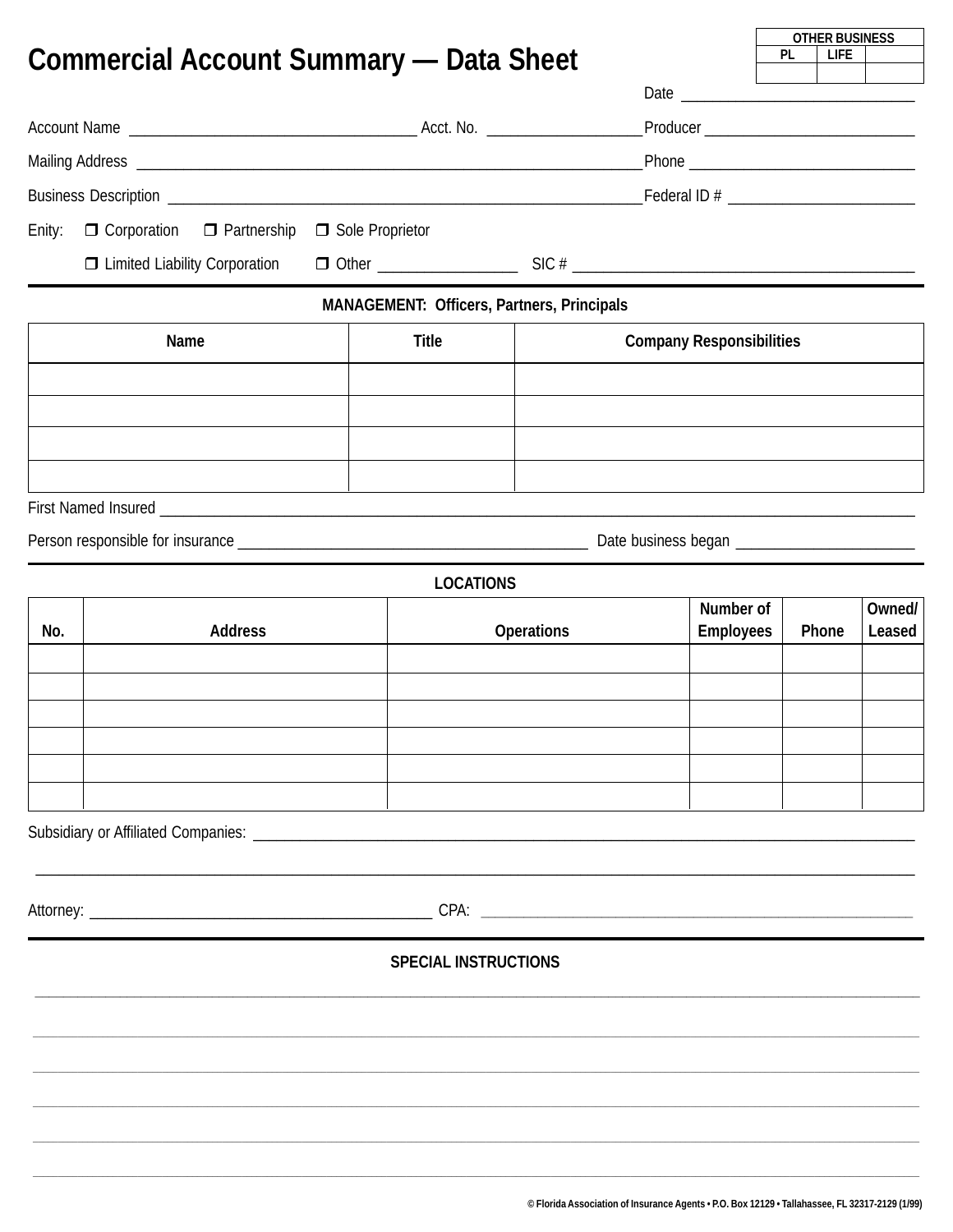| OTHER BUSINESS | | |
|---|---|---|
| PL | LIFE | |
| | | |

# Commercial Account Summary — Data Sheet

Date ____________________________

Account Name ___________________________________ Acct. No. ___________________ Producer __________________________

Mailing Address ______________________________________________________________ Phone ____________________________

Business Description __________________________________________________________ Federal ID # _______________________

Enity: ❒ Corporation ❒ Partnership ❒ Sole Proprietor

❒ Limited Liability Corporation ❒ Other _________________ SIC # __________________________________________

## MANAGEMENT: Officers, Partners, Principals

| Name | Title | Company Responsibilities |
|---|---|---|
| | | |
| | | |
| | | |
| | | |

First Named Insured ___________________________________________________________________________________________________

Person responsible for insurance ____________________________________________ Date business began ______________________

## LOCATIONS

| No. | Address | Operations | Number of Employees | Phone | Owned/ Leased |
|---|---|---|---|---|---|
| | | | | | |
| | | | | | |
| | | | | | |
| | | | | | |
| | | | | | |
| | | | | | |

Subsidiary or Affiliated Companies: ____________________________________________________________________________________

_______________________________________________________________________________________________________________

Attorney: ___________________________________________ CPA: _____________________________________________________________

## SPECIAL INSTRUCTIONS

_______________________________________________________________________________________________________________

_______________________________________________________________________________________________________________

_______________________________________________________________________________________________________________

_______________________________________________________________________________________________________________

_______________________________________________________________________________________________________________

_______________________________________________________________________________________________________________

© Florida Association of Insurance Agents • P.O. Box 12129 • Tallahassee, FL 32317-2129 (1/99)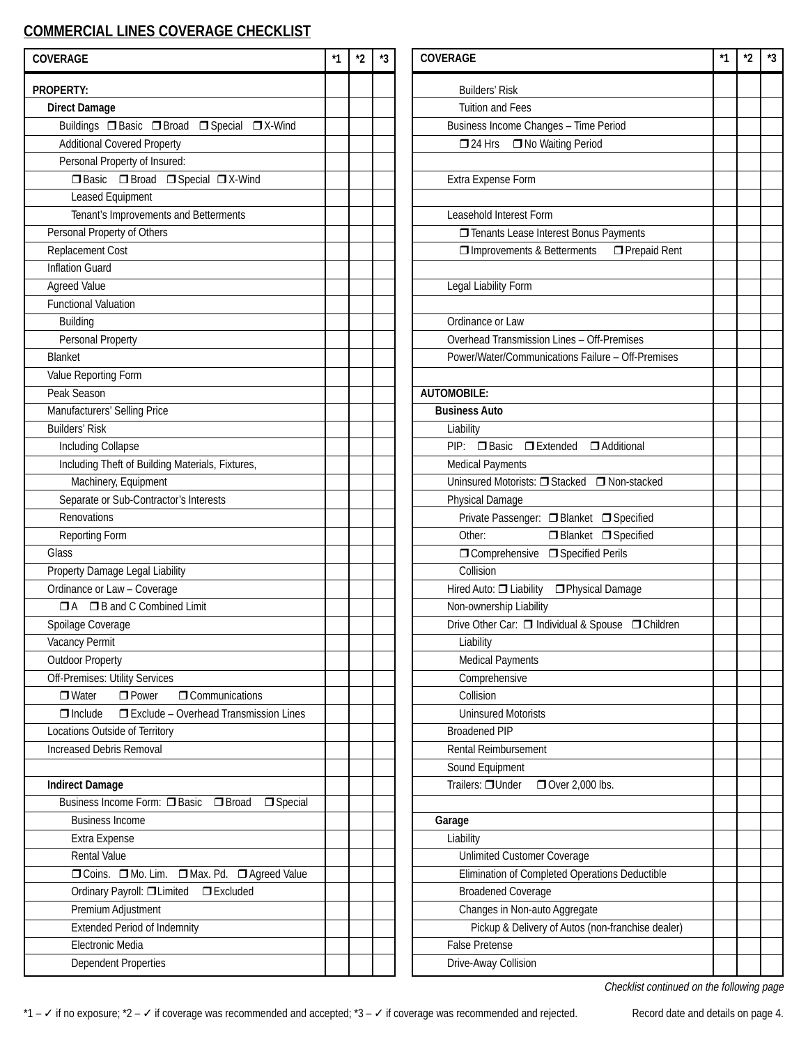## COMMERCIAL LINES COVERAGE CHECKLIST

| COVERAGE | *1 | *2 | *3 |
|---|---|---|---|
| **PROPERTY:** | | | |
| **Direct Damage** | | | |
| Buildings ❒ Basic ❒ Broad ❒ Special ❒ X-Wind | | | |
| Additional Covered Property | | | |
| Personal Property of Insured: | | | |
| ❒ Basic ❒ Broad ❒ Special ❒ X-Wind | | | |
| Leased Equipment | | | |
| Tenant's Improvements and Betterments | | | |
| Personal Property of Others | | | |
| Replacement Cost | | | |
| Inflation Guard | | | |
| Agreed Value | | | |
| Functional Valuation | | | |
| Building | | | |
| Personal Property | | | |
| Blanket | | | |
| Value Reporting Form | | | |
| Peak Season | | | |
| Manufacturers' Selling Price | | | |
| Builders' Risk | | | |
| Including Collapse | | | |
| Including Theft of Building Materials, Fixtures, Machinery, Equipment | | | |
| Separate or Sub-Contractor's Interests | | | |
| Renovations | | | |
| Reporting Form | | | |
| Glass | | | |
| Property Damage Legal Liability | | | |
| Ordinance or Law – Coverage | | | |
| ❒ A ❒ B and C Combined Limit | | | |
| Spoilage Coverage | | | |
| Vacancy Permit | | | |
| Outdoor Property | | | |
| Off-Premises: Utility Services | | | |
| ❒ Water ❒ Power ❒ Communications | | | |
| ❒ Include ❒ Exclude – Overhead Transmission Lines | | | |
| Locations Outside of Territory | | | |
| Increased Debris Removal | | | |
| | | | |
| **Indirect Damage** | | | |
| Business Income Form: ❒ Basic ❒ Broad ❒ Special | | | |
| Business Income | | | |
| Extra Expense | | | |
| Rental Value | | | |
| ❒ Coins. ❒ Mo. Lim. ❒ Max. Pd. ❒ Agreed Value | | | |
| Ordinary Payroll: ❒ Limited ❒ Excluded | | | |
| Premium Adjustment | | | |
| Extended Period of Indemnity | | | |
| Electronic Media | | | |
| Dependent Properties | | | |
| Builders' Risk | | | |
| Tuition and Fees | | | |
| Business Income Changes – Time Period | | | |
| ❒ 24 Hrs ❒ No Waiting Period | | | |
| | | | |
| Extra Expense Form | | | |
| | | | |
| Leasehold Interest Form | | | |
| ❒ Tenants Lease Interest Bonus Payments | | | |
| ❒ Improvements & Betterments ❒ Prepaid Rent | | | |
| | | | |
| Legal Liability Form | | | |
| | | | |
| Ordinance or Law | | | |
| Overhead Transmission Lines – Off-Premises | | | |
| Power/Water/Communications Failure – Off-Premises | | | |
| | | | |
| **AUTOMOBILE:** | | | |
| **Business Auto** | | | |
| Liability | | | |
| PIP: ❒ Basic ❒ Extended ❒ Additional | | | |
| Medical Payments | | | |
| Uninsured Motorists: ❒ Stacked ❒ Non-stacked | | | |
| Physical Damage | | | |
| Private Passenger: ❒ Blanket ❒ Specified | | | |
| Other: ❒ Blanket ❒ Specified | | | |
| ❒ Comprehensive ❒ Specified Perils | | | |
| Collision | | | |
| Hired Auto: ❒ Liability ❒ Physical Damage | | | |
| Non-ownership Liability | | | |
| Drive Other Car: ❒ Individual & Spouse ❒ Children | | | |
| Liability | | | |
| Medical Payments | | | |
| Comprehensive | | | |
| Collision | | | |
| Uninsured Motorists | | | |
| Broadened PIP | | | |
| Rental Reimbursement | | | |
| Sound Equipment | | | |
| Trailers: ❒ Under ❒ Over 2,000 lbs. | | | |
| | | | |
| **Garage** | | | |
| Liability | | | |
| Unlimited Customer Coverage | | | |
| Elimination of Completed Operations Deductible | | | |
| Broadened Coverage | | | |
| Changes in Non-auto Aggregate | | | |
| Pickup & Delivery of Autos (non-franchise dealer) | | | |
| False Pretense | | | |
| Drive-Away Collision | | | |

*Checklist continued on the following page*

*1 – ✓ if no exposure; *2 – ✓ if coverage was recommended and accepted; *3 – ✓ if coverage was recommended and rejected. Record date and details on page 4.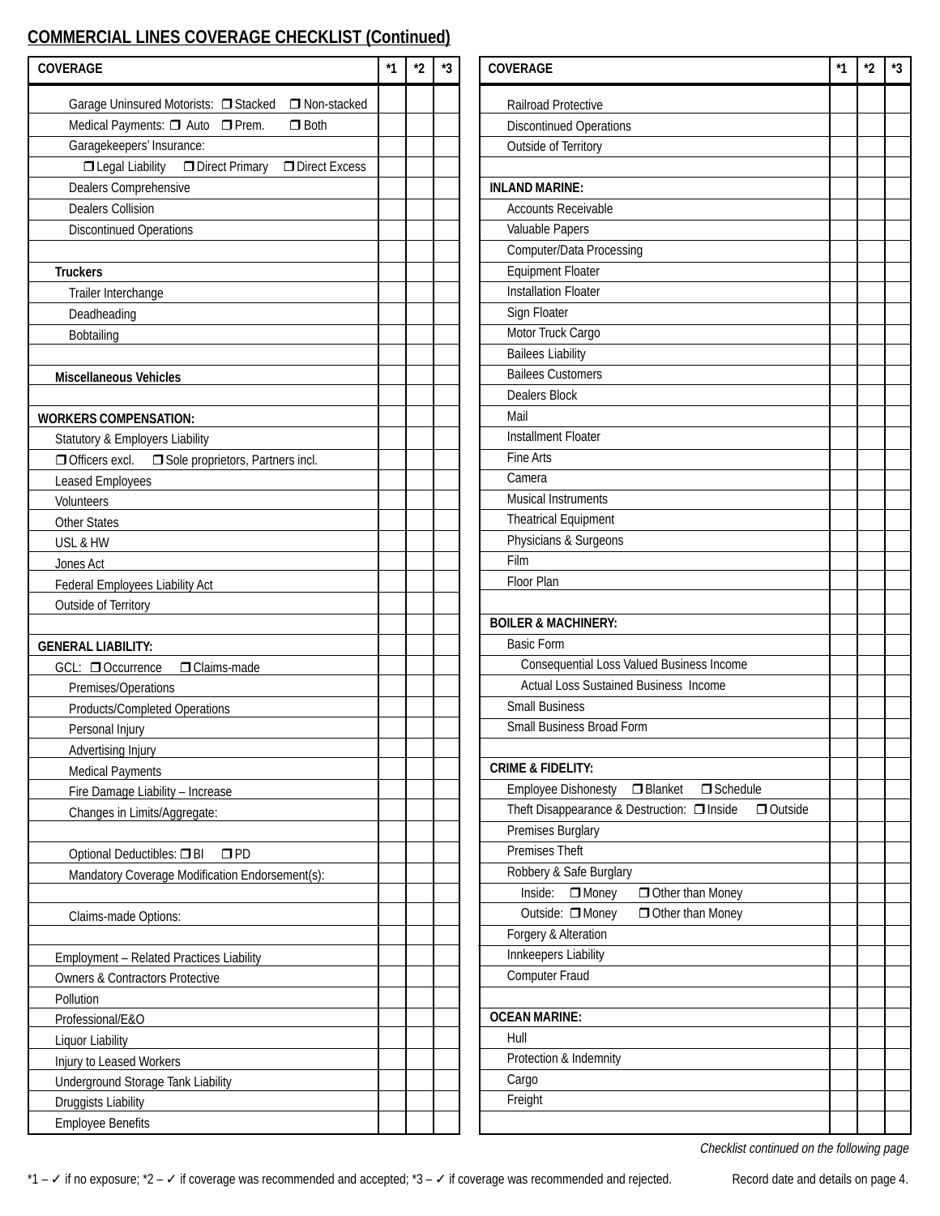## COMMERCIAL LINES COVERAGE CHECKLIST (Continued)

| COVERAGE | *1 | *2 | *3 |
|---|---|---|---|
| Garage Uninsured Motorists: ❒ Stacked ❒ Non-stacked | | | |
| Medical Payments: ❒ Auto ❒ Prem. ❒ Both | | | |
| Garagekeepers' Insurance: | | | |
| ❒ Legal Liability ❒ Direct Primary ❒ Direct Excess | | | |
| Dealers Comprehensive | | | |
| Dealers Collision | | | |
| Discontinued Operations | | | |
| | | | |
| **Truckers** | | | |
| Trailer Interchange | | | |
| Deadheading | | | |
| Bobtailing | | | |
| | | | |
| **Miscellaneous Vehicles** | | | |
| | | | |
| **WORKERS COMPENSATION:** | | | |
| Statutory & Employers Liability | | | |
| ❒ Officers excl. ❒ Sole proprietors, Partners incl. | | | |
| Leased Employees | | | |
| Volunteers | | | |
| Other States | | | |
| USL & HW | | | |
| Jones Act | | | |
| Federal Employees Liability Act | | | |
| Outside of Territory | | | |
| | | | |
| **GENERAL LIABILITY:** | | | |
| GCL: ❒ Occurrence ❒ Claims-made | | | |
| Premises/Operations | | | |
| Products/Completed Operations | | | |
| Personal Injury | | | |
| Advertising Injury | | | |
| Medical Payments | | | |
| Fire Damage Liability – Increase | | | |
| Changes in Limits/Aggregate: | | | |
| | | | |
| Optional Deductibles: ❒ BI ❒ PD | | | |
| Mandatory Coverage Modification Endorsement(s): | | | |
| | | | |
| Claims-made Options: | | | |
| | | | |
| Employment – Related Practices Liability | | | |
| Owners & Contractors Protective | | | |
| Pollution | | | |
| Professional/E&O | | | |
| Liquor Liability | | | |
| Injury to Leased Workers | | | |
| Underground Storage Tank Liability | | | |
| Druggists Liability | | | |
| Employee Benefits | | | |

| COVERAGE | *1 | *2 | *3 |
|---|---|---|---|
| Railroad Protective | | | |
| Discontinued Operations | | | |
| Outside of Territory | | | |
| | | | |
| **INLAND MARINE:** | | | |
| Accounts Receivable | | | |
| Valuable Papers | | | |
| Computer/Data Processing | | | |
| Equipment Floater | | | |
| Installation Floater | | | |
| Sign Floater | | | |
| Motor Truck Cargo | | | |
| Bailees Liability | | | |
| Bailees Customers | | | |
| Dealers Block | | | |
| Mail | | | |
| Installment Floater | | | |
| Fine Arts | | | |
| Camera | | | |
| Musical Instruments | | | |
| Theatrical Equipment | | | |
| Physicians & Surgeons | | | |
| Film | | | |
| Floor Plan | | | |
| | | | |
| **BOILER & MACHINERY:** | | | |
| Basic Form | | | |
| Consequential Loss Valued Business Income | | | |
| Actual Loss Sustained Business Income | | | |
| Small Business | | | |
| Small Business Broad Form | | | |
| | | | |
| **CRIME & FIDELITY:** | | | |
| Employee Dishonesty ❒ Blanket ❒ Schedule | | | |
| Theft Disappearance & Destruction: ❒ Inside ❒ Outside | | | |
| Premises Burglary | | | |
| Premises Theft | | | |
| Robbery & Safe Burglary | | | |
| Inside: ❒ Money ❒ Other than Money | | | |
| Outside: ❒ Money ❒ Other than Money | | | |
| Forgery & Alteration | | | |
| Innkeepers Liability | | | |
| Computer Fraud | | | |
| | | | |
| **OCEAN MARINE:** | | | |
| Hull | | | |
| Protection & Indemnity | | | |
| Cargo | | | |
| Freight | | | |
| | | | |

*Checklist continued on the following page*

*1 – ✓ if no exposure; *2 – ✓ if coverage was recommended and accepted; *3 – ✓ if coverage was recommended and rejected. Record date and details on page 4.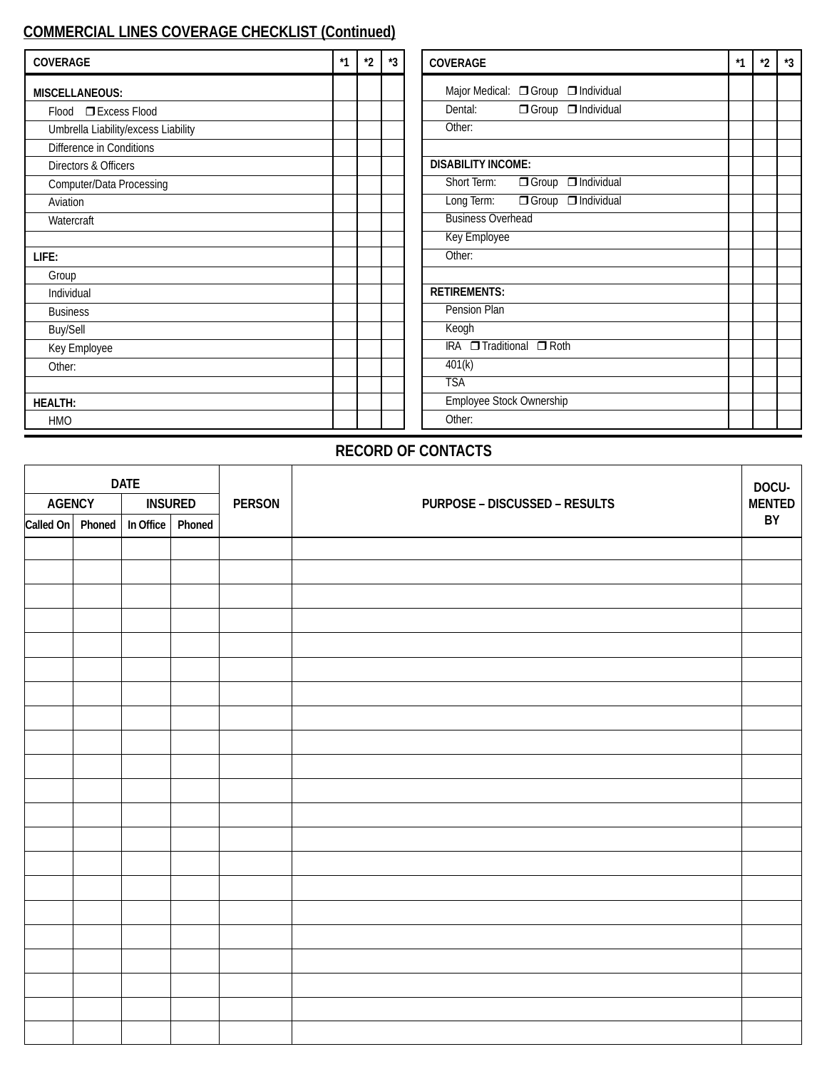## COMMERCIAL LINES COVERAGE CHECKLIST (Continued)

| COVERAGE | *1 | *2 | *3 |
|---|---|---|---|
| **MISCELLANEOUS:** | | | |
| Flood ❐ Excess Flood | | | |
| Umbrella Liability/excess Liability | | | |
| Difference in Conditions | | | |
| Directors & Officers | | | |
| Computer/Data Processing | | | |
| Aviation | | | |
| Watercraft | | | |
| | | | |
| **LIFE:** | | | |
| Group | | | |
| Individual | | | |
| Business | | | |
| Buy/Sell | | | |
| Key Employee | | | |
| Other: | | | |
| | | | |
| **HEALTH:** | | | |
| HMO | | | |

| COVERAGE | *1 | *2 | *3 |
|---|---|---|---|
| Major Medical: ❐ Group ❐ Individual | | | |
| Dental: ❐ Group ❐ Individual | | | |
| Other: | | | |
| | | | |
| **DISABILITY INCOME:** | | | |
| Short Term: ❐ Group ❐ Individual | | | |
| Long Term: ❐ Group ❐ Individual | | | |
| Business Overhead | | | |
| Key Employee | | | |
| Other: | | | |
| | | | |
| **RETIREMENTS:** | | | |
| Pension Plan | | | |
| Keogh | | | |
| IRA ❐ Traditional ❐ Roth | | | |
| 401(k) | | | |
| TSA | | | |
| Employee Stock Ownership | | | |
| Other: | | | |

## RECORD OF CONTACTS

| DATE | | | | PERSON | PURPOSE – DISCUSSED – RESULTS | DOCU-MENTED BY |
|---|---|---|---|---|---|---|
| AGENCY | | INSURED | | | | |
| Called On | Phoned | In Office | Phoned | | | |
| | | | | | | |
| | | | | | | |
| | | | | | | |
| | | | | | | |
| | | | | | | |
| | | | | | | |
| | | | | | | |
| | | | | | | |
| | | | | | | |
| | | | | | | |
| | | | | | | |
| | | | | | | |
| | | | | | | |
| | | | | | | |
| | | | | | | |
| | | | | | | |
| | | | | | | |
| | | | | | | |
| | | | | | | |
| | | | | | | |